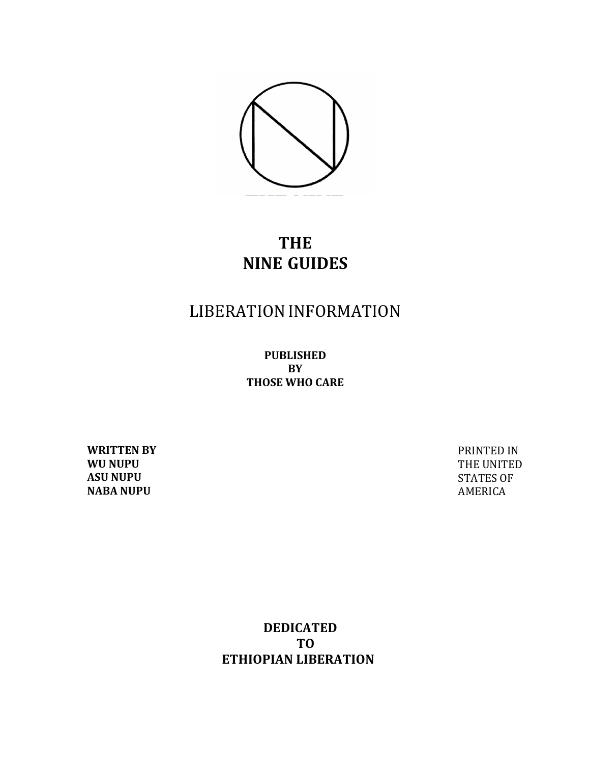# THE NINE GUIDES

## LIBERATION INFORMATION

**PUBLISHED**
**BY**
**THOSE WHO CARE**

**WRITTEN BY**
**WU NUPU**
**ASU NUPU**
**NABA NUPU**

PRINTED IN
THE UNITED
STATES OF
AMERICA

**DEDICATED**
**TO**
**ETHIOPIAN LIBERATION**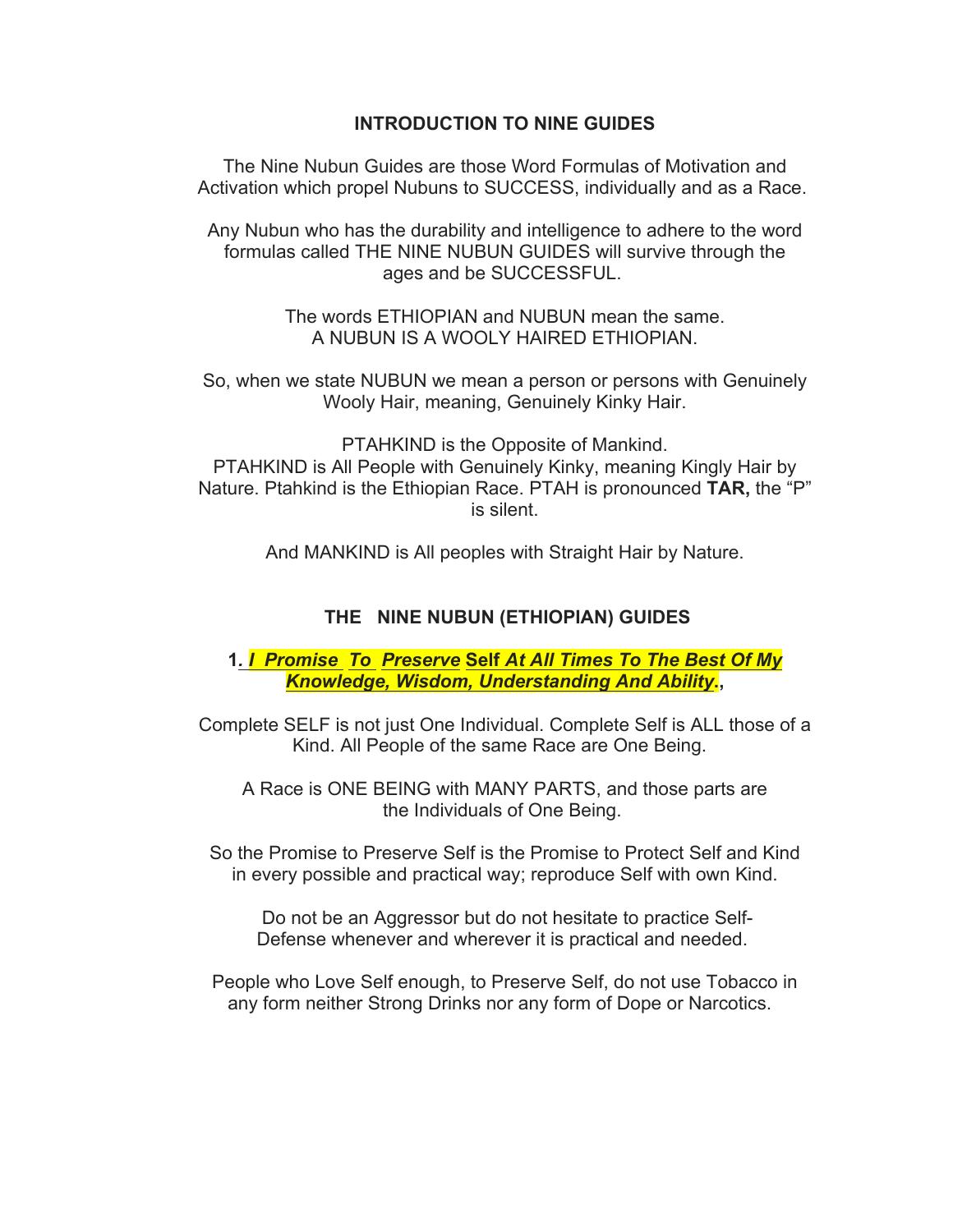## INTRODUCTION TO NINE GUIDES

The Nine Nubun Guides are those Word Formulas of Motivation and Activation which propel Nubuns to SUCCESS, individually and as a Race.

Any Nubun who has the durability and intelligence to adhere to the word formulas called THE NINE NUBUN GUIDES will survive through the ages and be SUCCESSFUL.

The words ETHIOPIAN and NUBUN mean the same.
A NUBUN IS A WOOLY HAIRED ETHIOPIAN.

So, when we state NUBUN we mean a person or persons with Genuinely Wooly Hair, meaning, Genuinely Kinky Hair.

PTAHKIND is the Opposite of Mankind.
PTAHKIND is All People with Genuinely Kinky, meaning Kingly Hair by Nature. Ptahkind is the Ethiopian Race. PTAH is pronounced **TAR,** the "P" is silent.

And MANKIND is All peoples with Straight Hair by Nature.

## THE NINE NUBUN (ETHIOPIAN) GUIDES

**1. *I Promise To Preserve* Self *At All Times To The Best Of My Knowledge, Wisdom, Understanding And Ability*.,**

Complete SELF is not just One Individual. Complete Self is ALL those of a Kind. All People of the same Race are One Being.

A Race is ONE BEING with MANY PARTS, and those parts are the Individuals of One Being.

So the Promise to Preserve Self is the Promise to Protect Self and Kind in every possible and practical way; reproduce Self with own Kind.

Do not be an Aggressor but do not hesitate to practice Self-Defense whenever and wherever it is practical and needed.

People who Love Self enough, to Preserve Self, do not use Tobacco in any form neither Strong Drinks nor any form of Dope or Narcotics.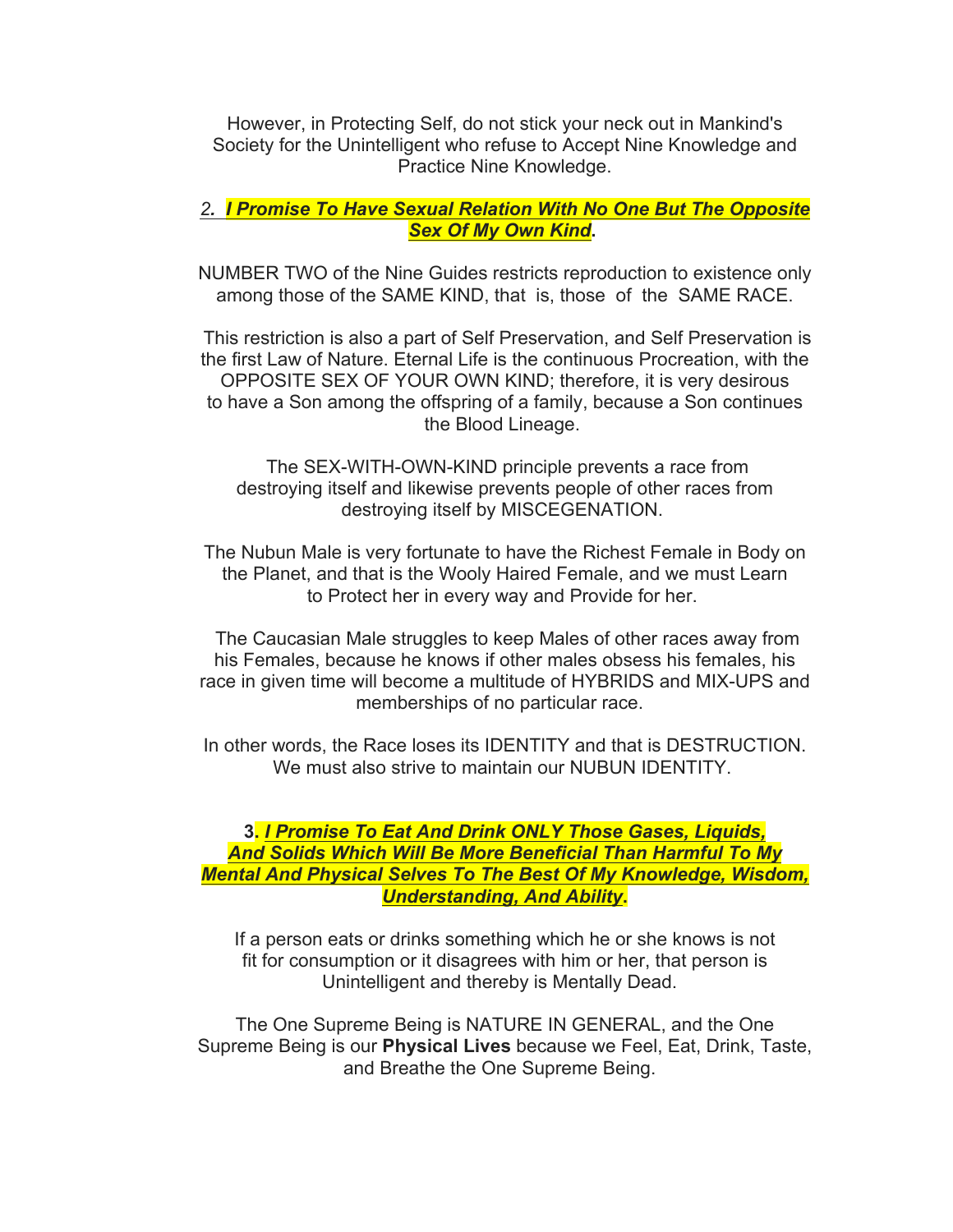However, in Protecting Self, do not stick your neck out in Mankind's Society for the Unintelligent who refuse to Accept Nine Knowledge and Practice Nine Knowledge.

*2. **I Promise To Have Sexual Relation With No One But The Opposite Sex Of My Own Kind***.

NUMBER TWO of the Nine Guides restricts reproduction to existence only among those of the SAME KIND, that is, those of the SAME RACE.

This restriction is also a part of Self Preservation, and Self Preservation is the first Law of Nature. Eternal Life is the continuous Procreation, with the OPPOSITE SEX OF YOUR OWN KIND; therefore, it is very desirous to have a Son among the offspring of a family, because a Son continues the Blood Lineage.

The SEX-WITH-OWN-KIND principle prevents a race from destroying itself and likewise prevents people of other races from destroying itself by MISCEGENATION.

The Nubun Male is very fortunate to have the Richest Female in Body on the Planet, and that is the Wooly Haired Female, and we must Learn to Protect her in every way and Provide for her.

The Caucasian Male struggles to keep Males of other races away from his Females, because he knows if other males obsess his females, his race in given time will become a multitude of HYBRIDS and MIX-UPS and memberships of no particular race.

In other words, the Race loses its IDENTITY and that is DESTRUCTION. We must also strive to maintain our NUBUN IDENTITY.

**3. *I Promise To Eat And Drink ONLY Those Gases, Liquids, And Solids Which Will Be More Beneficial Than Harmful To My Mental And Physical Selves To The Best Of My Knowledge, Wisdom, Understanding, And Ability*.**

If a person eats or drinks something which he or she knows is not fit for consumption or it disagrees with him or her, that person is Unintelligent and thereby is Mentally Dead.

The One Supreme Being is NATURE IN GENERAL, and the One Supreme Being is our **Physical Lives** because we Feel, Eat, Drink, Taste, and Breathe the One Supreme Being.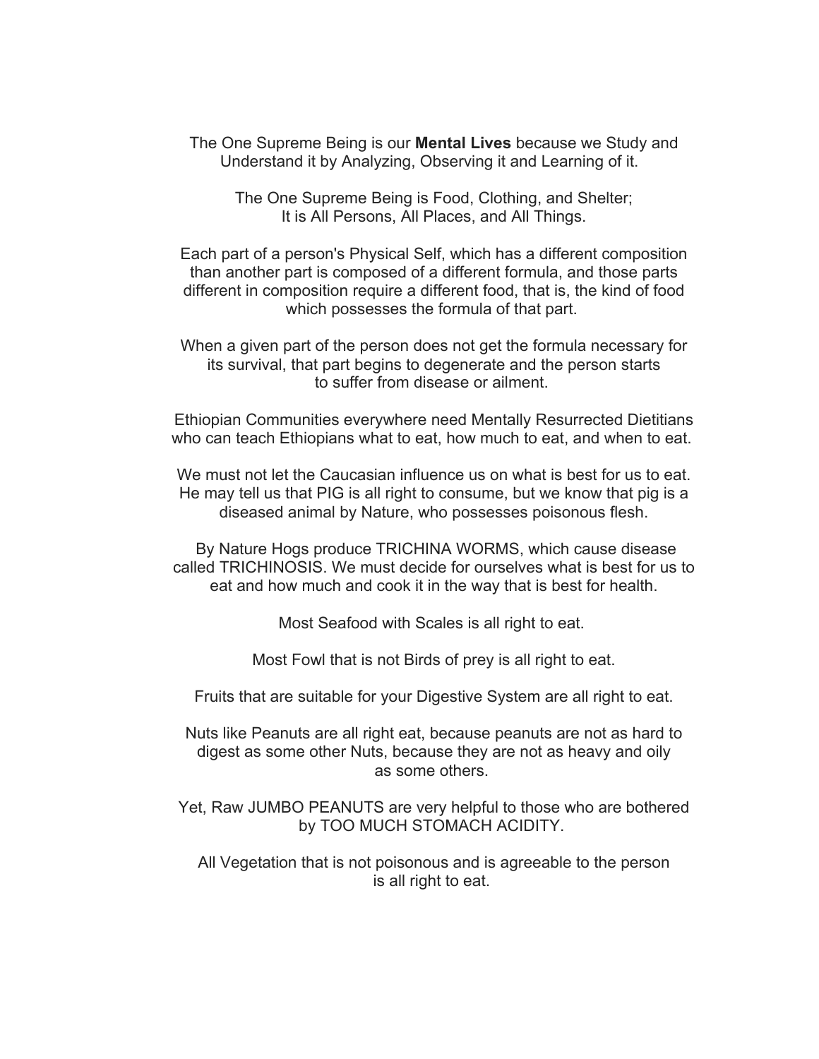The One Supreme Being is our **Mental Lives** because we Study and Understand it by Analyzing, Observing it and Learning of it.

The One Supreme Being is Food, Clothing, and Shelter;
It is All Persons, All Places, and All Things.

Each part of a person's Physical Self, which has a different composition than another part is composed of a different formula, and those parts different in composition require a different food, that is, the kind of food which possesses the formula of that part.

When a given part of the person does not get the formula necessary for its survival, that part begins to degenerate and the person starts to suffer from disease or ailment.

Ethiopian Communities everywhere need Mentally Resurrected Dietitians who can teach Ethiopians what to eat, how much to eat, and when to eat.

We must not let the Caucasian influence us on what is best for us to eat. He may tell us that PIG is all right to consume, but we know that pig is a diseased animal by Nature, who possesses poisonous flesh.

By Nature Hogs produce TRICHINA WORMS, which cause disease called TRICHINOSIS. We must decide for ourselves what is best for us to eat and how much and cook it in the way that is best for health.

Most Seafood with Scales is all right to eat.

Most Fowl that is not Birds of prey is all right to eat.

Fruits that are suitable for your Digestive System are all right to eat.

Nuts like Peanuts are all right eat, because peanuts are not as hard to digest as some other Nuts, because they are not as heavy and oily as some others.

Yet, Raw JUMBO PEANUTS are very helpful to those who are bothered by TOO MUCH STOMACH ACIDITY.

All Vegetation that is not poisonous and is agreeable to the person is all right to eat.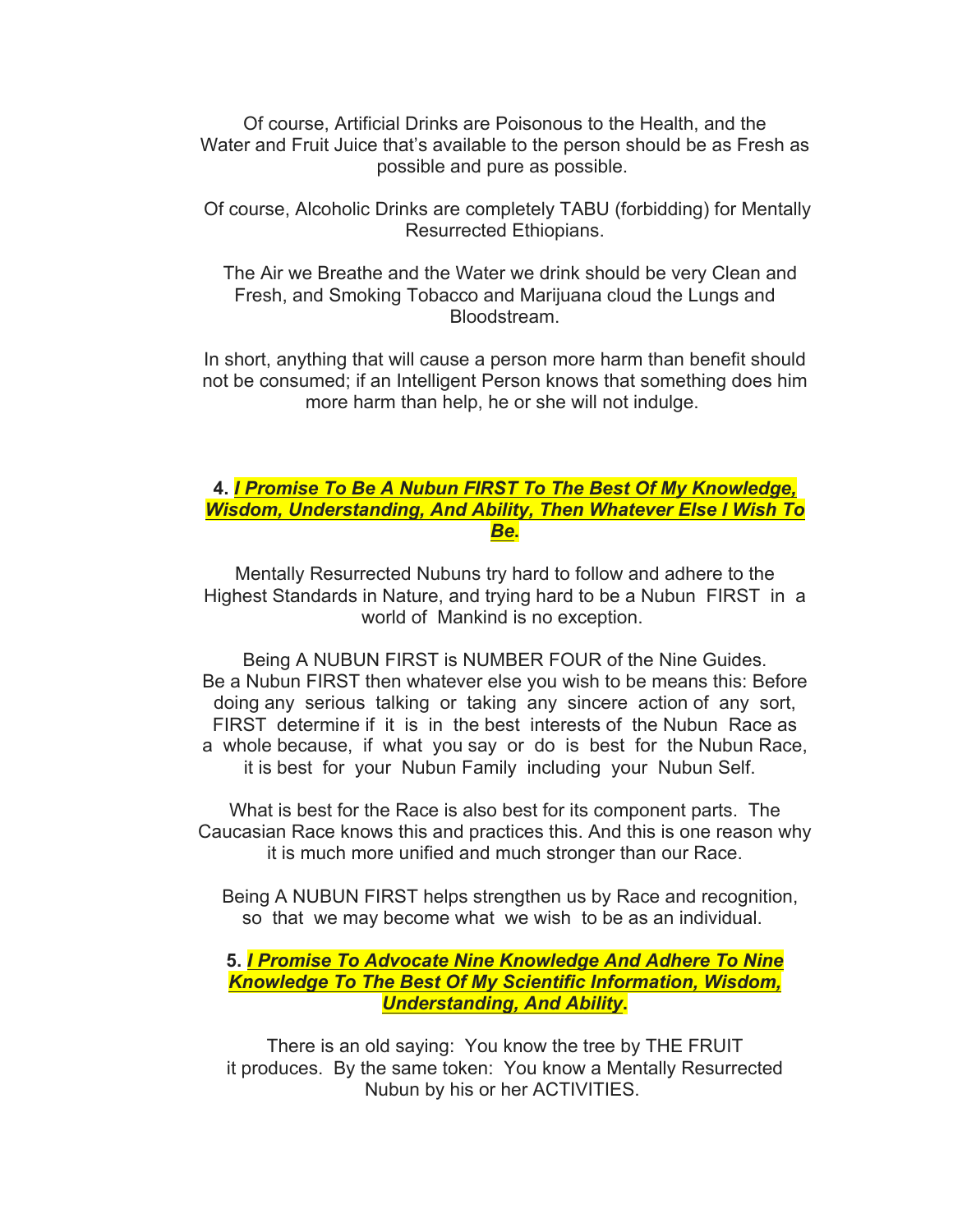Of course, Artificial Drinks are Poisonous to the Health, and the Water and Fruit Juice that's available to the person should be as Fresh as possible and pure as possible.

Of course, Alcoholic Drinks are completely TABU (forbidding) for Mentally Resurrected Ethiopians.

The Air we Breathe and the Water we drink should be very Clean and Fresh, and Smoking Tobacco and Marijuana cloud the Lungs and Bloodstream.

In short, anything that will cause a person more harm than benefit should not be consumed; if an Intelligent Person knows that something does him more harm than help, he or she will not indulge.

**4. *I Promise To Be A Nubun FIRST To The Best Of My Knowledge, Wisdom, Understanding, And Ability, Then Whatever Else I Wish To Be*.**

Mentally Resurrected Nubuns try hard to follow and adhere to the Highest Standards in Nature, and trying hard to be a Nubun FIRST in a world of Mankind is no exception.

Being A NUBUN FIRST is NUMBER FOUR of the Nine Guides. Be a Nubun FIRST then whatever else you wish to be means this: Before doing any serious talking or taking any sincere action of any sort, FIRST determine if it is in the best interests of the Nubun Race as a whole because, if what you say or do is best for the Nubun Race, it is best for your Nubun Family including your Nubun Self.

What is best for the Race is also best for its component parts. The Caucasian Race knows this and practices this. And this is one reason why it is much more unified and much stronger than our Race.

Being A NUBUN FIRST helps strengthen us by Race and recognition, so that we may become what we wish to be as an individual.

**5. *I Promise To Advocate Nine Knowledge And Adhere To Nine Knowledge To The Best Of My Scientific Information, Wisdom, Understanding, And Ability*.**

There is an old saying: You know the tree by THE FRUIT it produces. By the same token: You know a Mentally Resurrected Nubun by his or her ACTIVITIES.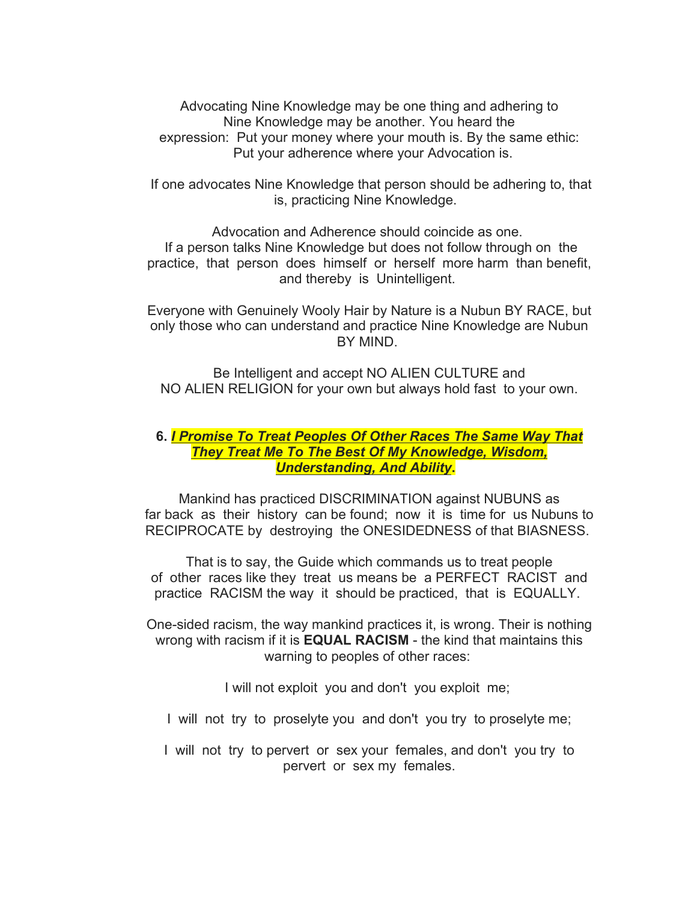Advocating Nine Knowledge may be one thing and adhering to Nine Knowledge may be another. You heard the expression: Put your money where your mouth is. By the same ethic: Put your adherence where your Advocation is.

If one advocates Nine Knowledge that person should be adhering to, that is, practicing Nine Knowledge.

Advocation and Adherence should coincide as one. If a person talks Nine Knowledge but does not follow through on the practice, that person does himself or herself more harm than benefit, and thereby is Unintelligent.

Everyone with Genuinely Wooly Hair by Nature is a Nubun BY RACE, but only those who can understand and practice Nine Knowledge are Nubun BY MIND.

Be Intelligent and accept NO ALIEN CULTURE and NO ALIEN RELIGION for your own but always hold fast to your own.

**6. *I Promise To Treat Peoples Of Other Races The Same Way That They Treat Me To The Best Of My Knowledge, Wisdom, Understanding, And Ability*.**

Mankind has practiced DISCRIMINATION against NUBUNS as far back as their history can be found; now it is time for us Nubuns to RECIPROCATE by destroying the ONESIDEDNESS of that BIASNESS.

That is to say, the Guide which commands us to treat people of other races like they treat us means be a PERFECT RACIST and practice RACISM the way it should be practiced, that is EQUALLY.

One-sided racism, the way mankind practices it, is wrong. Their is nothing wrong with racism if it is **EQUAL RACISM** - the kind that maintains this warning to peoples of other races:

I will not exploit you and don't you exploit me;

I will not try to proselyte you and don't you try to proselyte me;

I will not try to pervert or sex your females, and don't you try to pervert or sex my females.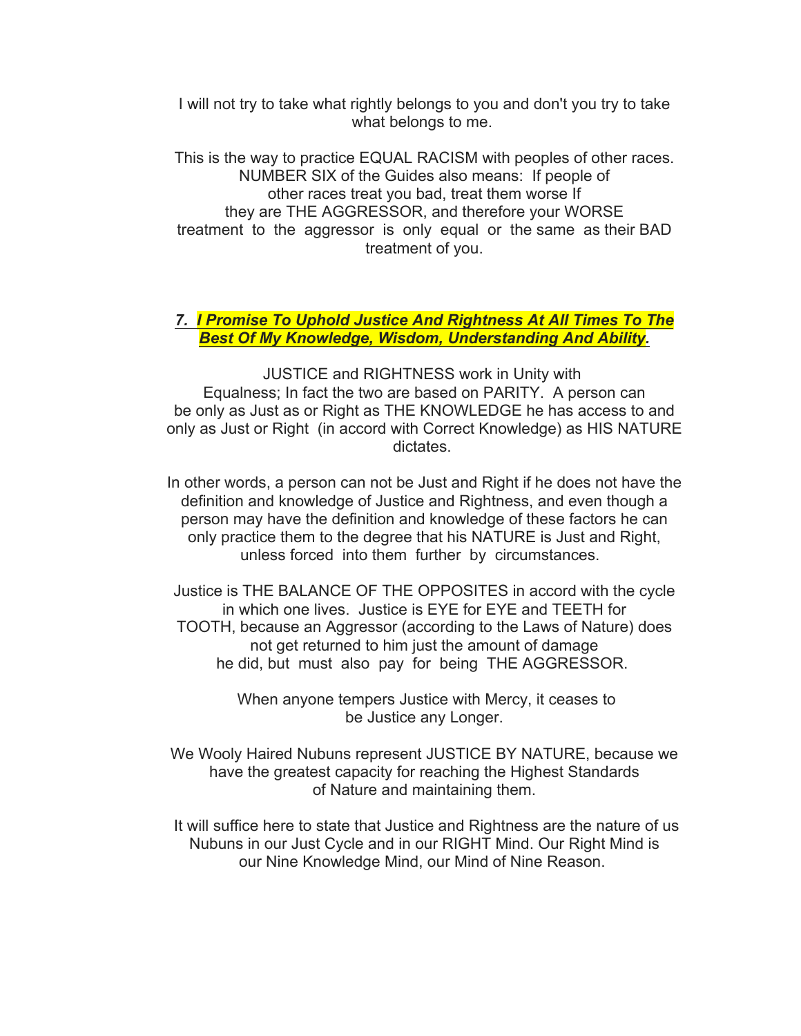I will not try to take what rightly belongs to you and don't you try to take what belongs to me.

This is the way to practice EQUAL RACISM with peoples of other races. NUMBER SIX of the Guides also means: If people of other races treat you bad, treat them worse If they are THE AGGRESSOR, and therefore your WORSE treatment to the aggressor is only equal or the same as their BAD treatment of you.

***7. I Promise To Uphold Justice And Rightness At All Times To The Best Of My Knowledge, Wisdom, Understanding And Ability.***

JUSTICE and RIGHTNESS work in Unity with Equalness; In fact the two are based on PARITY. A person can be only as Just as or Right as THE KNOWLEDGE he has access to and only as Just or Right (in accord with Correct Knowledge) as HIS NATURE dictates.

In other words, a person can not be Just and Right if he does not have the definition and knowledge of Justice and Rightness, and even though a person may have the definition and knowledge of these factors he can only practice them to the degree that his NATURE is Just and Right, unless forced into them further by circumstances.

Justice is THE BALANCE OF THE OPPOSITES in accord with the cycle in which one lives. Justice is EYE for EYE and TEETH for TOOTH, because an Aggressor (according to the Laws of Nature) does not get returned to him just the amount of damage he did, but must also pay for being THE AGGRESSOR.

When anyone tempers Justice with Mercy, it ceases to be Justice any Longer.

We Wooly Haired Nubuns represent JUSTICE BY NATURE, because we have the greatest capacity for reaching the Highest Standards of Nature and maintaining them.

It will suffice here to state that Justice and Rightness are the nature of us Nubuns in our Just Cycle and in our RIGHT Mind. Our Right Mind is our Nine Knowledge Mind, our Mind of Nine Reason.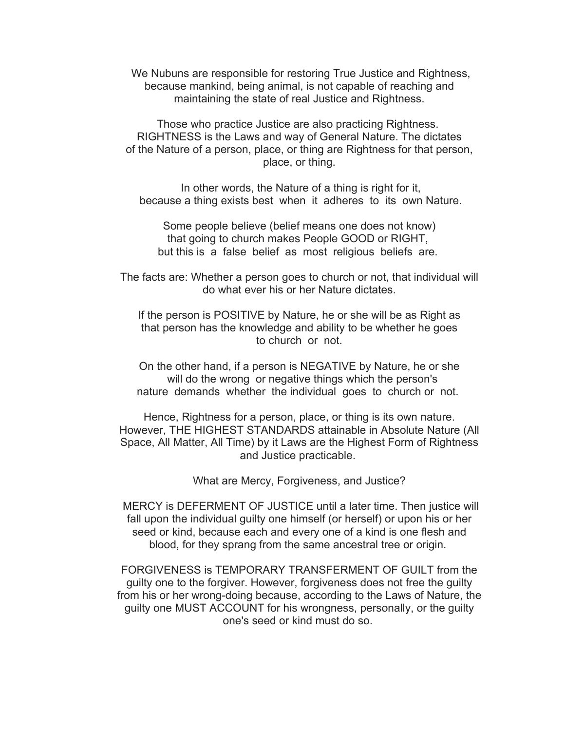We Nubuns are responsible for restoring True Justice and Rightness, because mankind, being animal, is not capable of reaching and maintaining the state of real Justice and Rightness.

Those who practice Justice are also practicing Rightness. RIGHTNESS is the Laws and way of General Nature. The dictates of the Nature of a person, place, or thing are Rightness for that person, place, or thing.

In other words, the Nature of a thing is right for it, because a thing exists best when it adheres to its own Nature.

Some people believe (belief means one does not know) that going to church makes People GOOD or RIGHT, but this is a false belief as most religious beliefs are.

The facts are: Whether a person goes to church or not, that individual will do what ever his or her Nature dictates.

If the person is POSITIVE by Nature, he or she will be as Right as that person has the knowledge and ability to be whether he goes to church or not.

On the other hand, if a person is NEGATIVE by Nature, he or she will do the wrong or negative things which the person's nature demands whether the individual goes to church or not.

Hence, Rightness for a person, place, or thing is its own nature. However, THE HIGHEST STANDARDS attainable in Absolute Nature (All Space, All Matter, All Time) by it Laws are the Highest Form of Rightness and Justice practicable.

What are Mercy, Forgiveness, and Justice?

MERCY is DEFERMENT OF JUSTICE until a later time. Then justice will fall upon the individual guilty one himself (or herself) or upon his or her seed or kind, because each and every one of a kind is one flesh and blood, for they sprang from the same ancestral tree or origin.

FORGIVENESS is TEMPORARY TRANSFERMENT OF GUILT from the guilty one to the forgiver. However, forgiveness does not free the guilty from his or her wrong-doing because, according to the Laws of Nature, the guilty one MUST ACCOUNT for his wrongness, personally, or the guilty one's seed or kind must do so.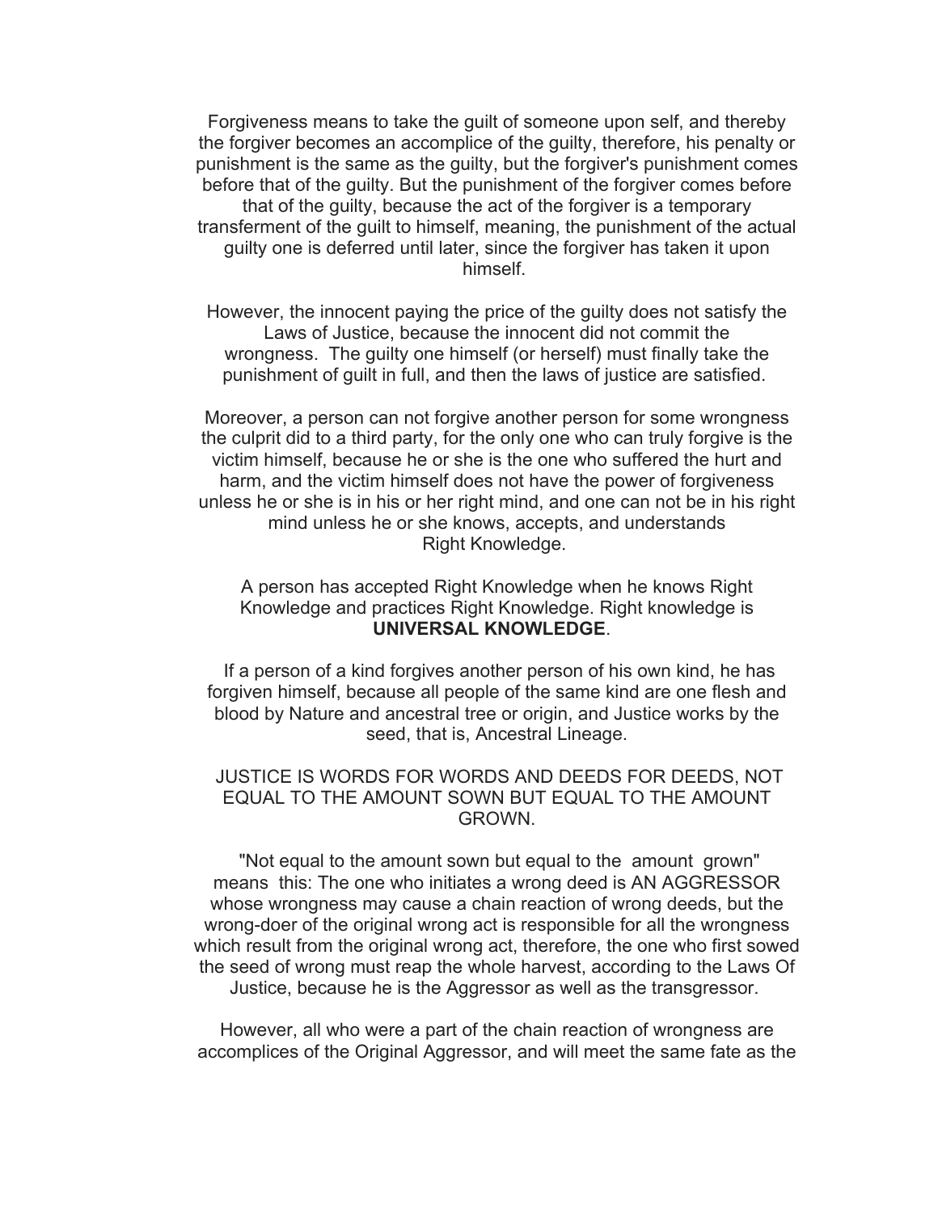Forgiveness means to take the guilt of someone upon self, and thereby the forgiver becomes an accomplice of the guilty, therefore, his penalty or punishment is the same as the guilty, but the forgiver's punishment comes before that of the guilty. But the punishment of the forgiver comes before that of the guilty, because the act of the forgiver is a temporary transferment of the guilt to himself, meaning, the punishment of the actual guilty one is deferred until later, since the forgiver has taken it upon himself.

However, the innocent paying the price of the guilty does not satisfy the Laws of Justice, because the innocent did not commit the wrongness. The guilty one himself (or herself) must finally take the punishment of guilt in full, and then the laws of justice are satisfied.

Moreover, a person can not forgive another person for some wrongness the culprit did to a third party, for the only one who can truly forgive is the victim himself, because he or she is the one who suffered the hurt and harm, and the victim himself does not have the power of forgiveness unless he or she is in his or her right mind, and one can not be in his right mind unless he or she knows, accepts, and understands Right Knowledge.

A person has accepted Right Knowledge when he knows Right Knowledge and practices Right Knowledge. Right knowledge is **UNIVERSAL KNOWLEDGE**.

If a person of a kind forgives another person of his own kind, he has forgiven himself, because all people of the same kind are one flesh and blood by Nature and ancestral tree or origin, and Justice works by the seed, that is, Ancestral Lineage.

JUSTICE IS WORDS FOR WORDS AND DEEDS FOR DEEDS, NOT EQUAL TO THE AMOUNT SOWN BUT EQUAL TO THE AMOUNT GROWN.

"Not equal to the amount sown but equal to the amount grown" means this: The one who initiates a wrong deed is AN AGGRESSOR whose wrongness may cause a chain reaction of wrong deeds, but the wrong-doer of the original wrong act is responsible for all the wrongness which result from the original wrong act, therefore, the one who first sowed the seed of wrong must reap the whole harvest, according to the Laws Of Justice, because he is the Aggressor as well as the transgressor.

However, all who were a part of the chain reaction of wrongness are accomplices of the Original Aggressor, and will meet the same fate as the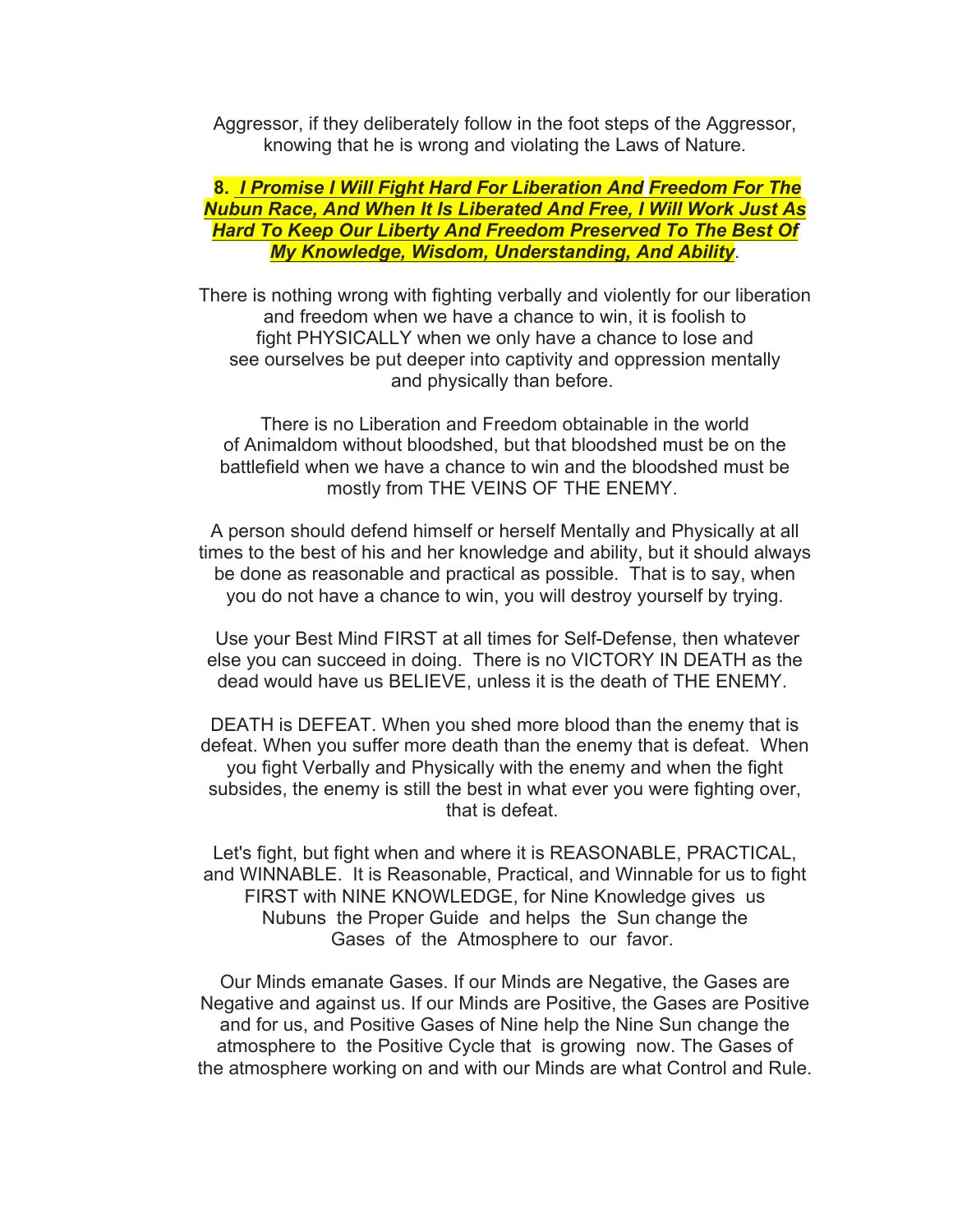Aggressor, if they deliberately follow in the foot steps of the Aggressor, knowing that he is wrong and violating the Laws of Nature.

**8.** ***I Promise I Will Fight Hard For Liberation And Freedom For The Nubun Race, And When It Is Liberated And Free, I Will Work Just As Hard To Keep Our Liberty And Freedom Preserved To The Best Of My Knowledge, Wisdom, Understanding, And Ability***.

There is nothing wrong with fighting verbally and violently for our liberation and freedom when we have a chance to win, it is foolish to fight PHYSICALLY when we only have a chance to lose and see ourselves be put deeper into captivity and oppression mentally and physically than before.

There is no Liberation and Freedom obtainable in the world of Animaldom without bloodshed, but that bloodshed must be on the battlefield when we have a chance to win and the bloodshed must be mostly from THE VEINS OF THE ENEMY.

A person should defend himself or herself Mentally and Physically at all times to the best of his and her knowledge and ability, but it should always be done as reasonable and practical as possible. That is to say, when you do not have a chance to win, you will destroy yourself by trying.

Use your Best Mind FIRST at all times for Self-Defense, then whatever else you can succeed in doing. There is no VICTORY IN DEATH as the dead would have us BELIEVE, unless it is the death of THE ENEMY.

DEATH is DEFEAT. When you shed more blood than the enemy that is defeat. When you suffer more death than the enemy that is defeat. When you fight Verbally and Physically with the enemy and when the fight subsides, the enemy is still the best in what ever you were fighting over, that is defeat.

Let's fight, but fight when and where it is REASONABLE, PRACTICAL, and WINNABLE. It is Reasonable, Practical, and Winnable for us to fight FIRST with NINE KNOWLEDGE, for Nine Knowledge gives us Nubuns the Proper Guide and helps the Sun change the Gases of the Atmosphere to our favor.

Our Minds emanate Gases. If our Minds are Negative, the Gases are Negative and against us. If our Minds are Positive, the Gases are Positive and for us, and Positive Gases of Nine help the Nine Sun change the atmosphere to the Positive Cycle that is growing now. The Gases of the atmosphere working on and with our Minds are what Control and Rule.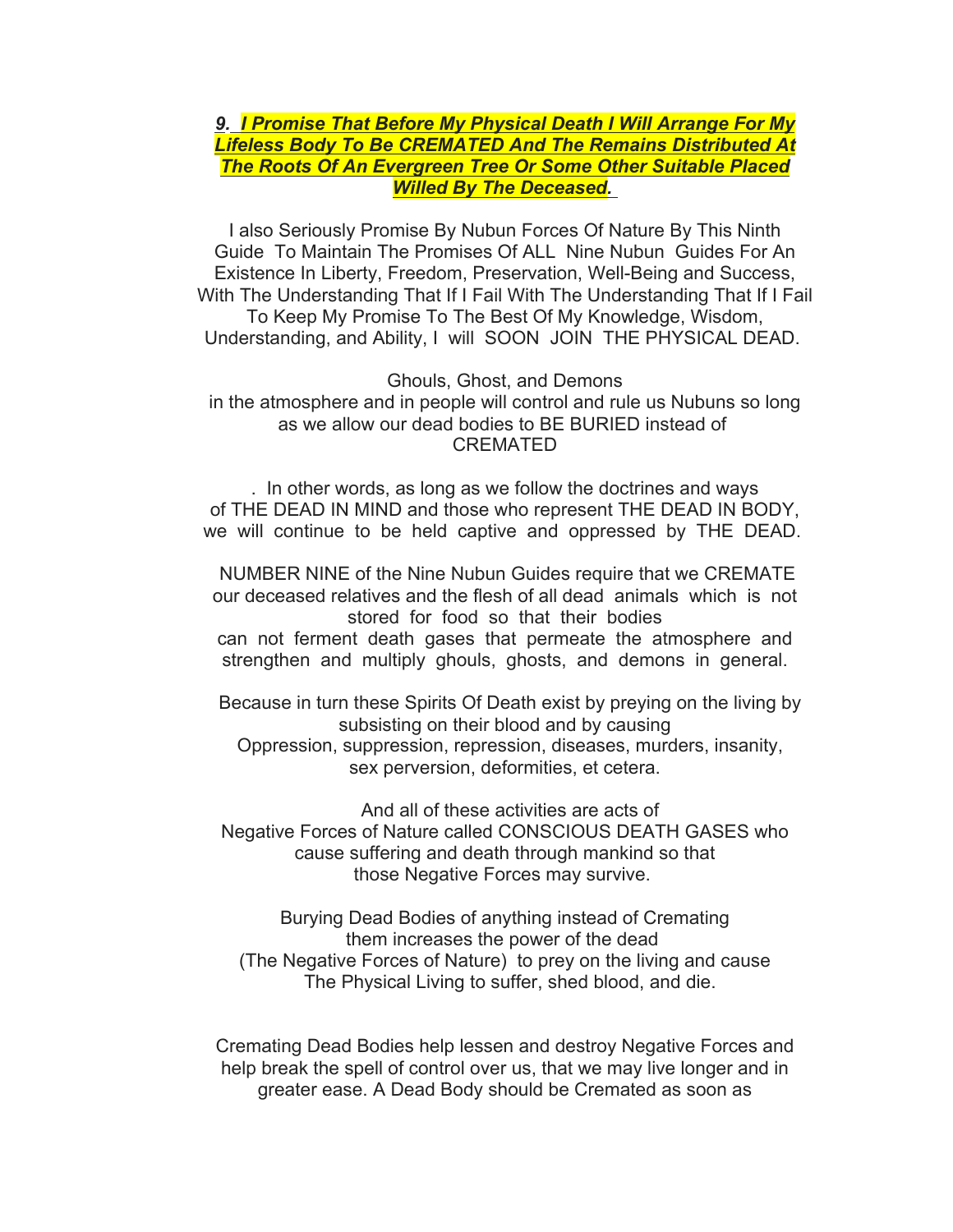***9. I Promise That Before My Physical Death I Will Arrange For My Lifeless Body To Be CREMATED And The Remains Distributed At The Roots Of An Evergreen Tree Or Some Other Suitable Placed Willed By The Deceased.***

I also Seriously Promise By Nubun Forces Of Nature By This Ninth Guide To Maintain The Promises Of ALL Nine Nubun Guides For An Existence In Liberty, Freedom, Preservation, Well-Being and Success, With The Understanding That If I Fail With The Understanding That If I Fail To Keep My Promise To The Best Of My Knowledge, Wisdom, Understanding, and Ability, I will SOON JOIN THE PHYSICAL DEAD.

Ghouls, Ghost, and Demons
in the atmosphere and in people will control and rule us Nubuns so long as we allow our dead bodies to BE BURIED instead of CREMATED

. In other words, as long as we follow the doctrines and ways of THE DEAD IN MIND and those who represent THE DEAD IN BODY, we will continue to be held captive and oppressed by THE DEAD.

NUMBER NINE of the Nine Nubun Guides require that we CREMATE our deceased relatives and the flesh of all dead animals which is not stored for food so that their bodies can not ferment death gases that permeate the atmosphere and strengthen and multiply ghouls, ghosts, and demons in general.

Because in turn these Spirits Of Death exist by preying on the living by subsisting on their blood and by causing Oppression, suppression, repression, diseases, murders, insanity, sex perversion, deformities, et cetera.

And all of these activities are acts of Negative Forces of Nature called CONSCIOUS DEATH GASES who cause suffering and death through mankind so that those Negative Forces may survive.

Burying Dead Bodies of anything instead of Cremating them increases the power of the dead (The Negative Forces of Nature) to prey on the living and cause The Physical Living to suffer, shed blood, and die.

Cremating Dead Bodies help lessen and destroy Negative Forces and help break the spell of control over us, that we may live longer and in greater ease. A Dead Body should be Cremated as soon as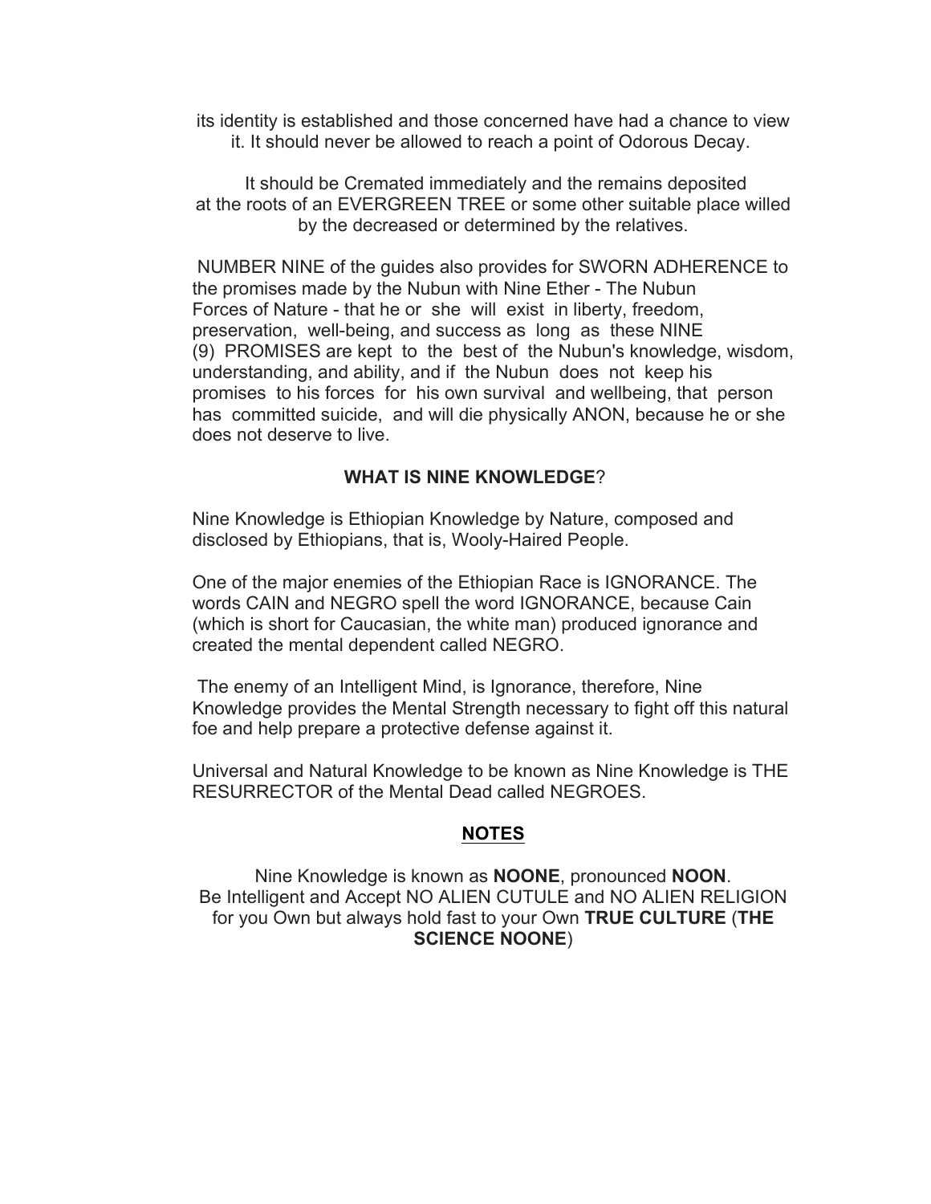its identity is established and those concerned have had a chance to view it. It should never be allowed to reach a point of Odorous Decay.

It should be Cremated immediately and the remains deposited at the roots of an EVERGREEN TREE or some other suitable place willed by the decreased or determined by the relatives.

NUMBER NINE of the guides also provides for SWORN ADHERENCE to the promises made by the Nubun with Nine Ether - The Nubun Forces of Nature - that he or she will exist in liberty, freedom, preservation, well-being, and success as long as these NINE (9) PROMISES are kept to the best of the Nubun's knowledge, wisdom, understanding, and ability, and if the Nubun does not keep his promises to his forces for his own survival and wellbeing, that person has committed suicide, and will die physically ANON, because he or she does not deserve to live.

**WHAT IS NINE KNOWLEDGE**?

Nine Knowledge is Ethiopian Knowledge by Nature, composed and disclosed by Ethiopians, that is, Wooly-Haired People.

One of the major enemies of the Ethiopian Race is IGNORANCE. The words CAIN and NEGRO spell the word IGNORANCE, because Cain (which is short for Caucasian, the white man) produced ignorance and created the mental dependent called NEGRO.

The enemy of an Intelligent Mind, is Ignorance, therefore, Nine Knowledge provides the Mental Strength necessary to fight off this natural foe and help prepare a protective defense against it.

Universal and Natural Knowledge to be known as Nine Knowledge is THE RESURRECTOR of the Mental Dead called NEGROES.

**NOTES**

Nine Knowledge is known as **NOONE**, pronounced **NOON**.
Be Intelligent and Accept NO ALIEN CUTULE and NO ALIEN RELIGION for you Own but always hold fast to your Own **TRUE CULTURE** (**THE SCIENCE NOONE**)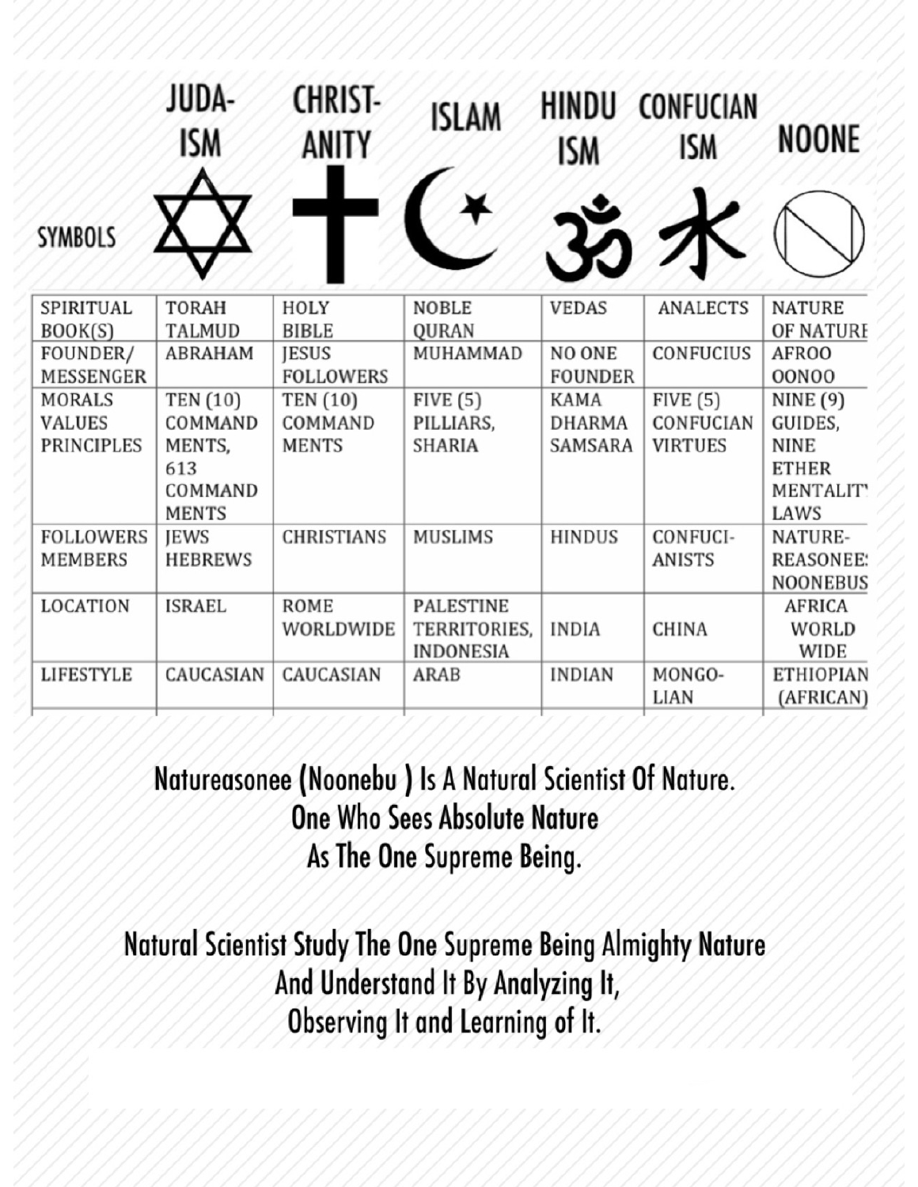| | JUDA-ISM | CHRIST-ANITY | ISLAM | HINDU ISM | CONFUCIAN ISM | NOONE |
|---|---|---|---|---|---|---|
| SYMBOLS | | | | | | |
| SPIRITUAL BOOK(S) | TORAH TALMUD | HOLY BIBLE | NOBLE QURAN | VEDAS | ANALECTS | NATURE OF NATURE |
| FOUNDER/ MESSENGER | ABRAHAM | JESUS FOLLOWERS | MUHAMMAD | NO ONE FOUNDER | CONFUCIUS | AFROO OONOO |
| MORALS VALUES PRINCIPLES | TEN (10) COMMAND MENTS, 613 COMMAND MENTS | TEN (10) COMMAND MENTS | FIVE (5) PILLIARS, SHARIA | KAMA DHARMA SAMSARA | FIVE (5) CONFUCIAN VIRTUES | NINE (9) GUIDES, NINE ETHER MENTALITY LAWS |
| FOLLOWERS MEMBERS | JEWS HEBREWS | CHRISTIANS | MUSLIMS | HINDUS | CONFUCI-ANISTS | NATURE-REASONEES NOONEBUS |
| LOCATION | ISRAEL | ROME WORLDWIDE | PALESTINE TERRITORIES, INDONESIA | INDIA | CHINA | AFRICA WORLD WIDE |
| LIFESTYLE | CAUCASIAN | CAUCASIAN | ARAB | INDIAN | MONGO-LIAN | ETHIOPIAN (AFRICAN) |

Natureasonee (Noonebu ) Is A Natural Scientist Of Nature.
One Who Sees Absolute Nature
As The One Supreme Being.

Natural Scientist Study The One Supreme Being Almighty Nature
And Understand It By Analyzing It,
Observing It and Learning of It.